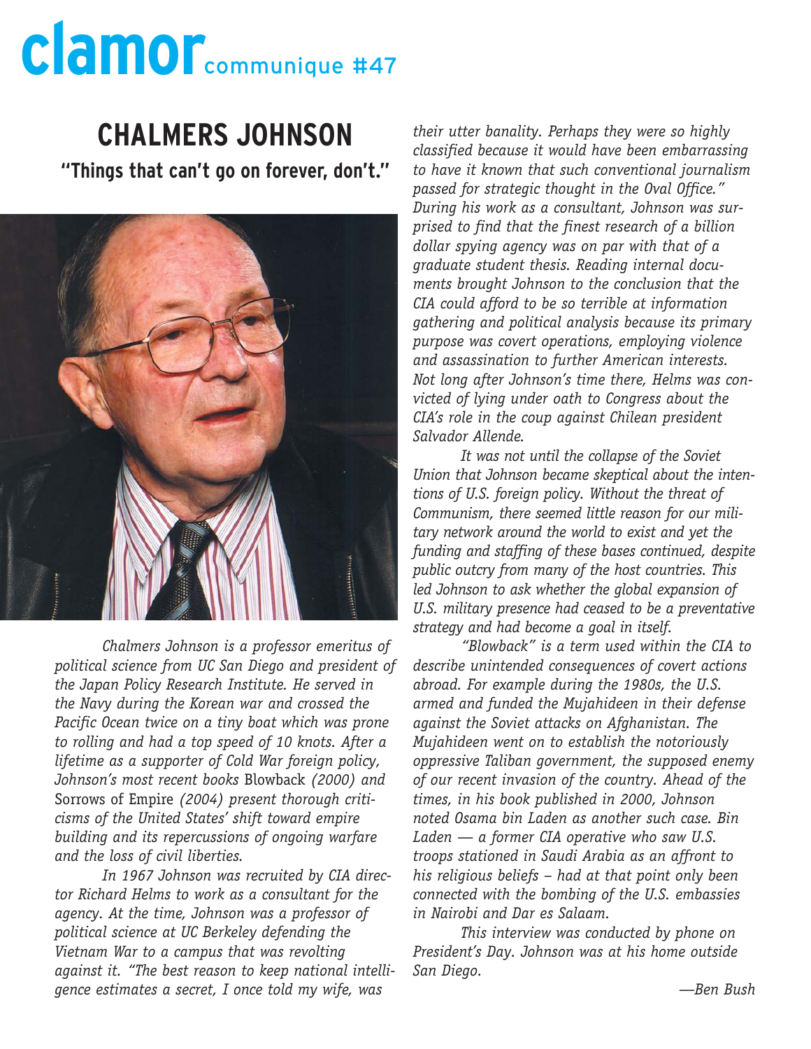# clamor communique #47

## CHALMERS JOHNSON

**"Things that can't go on forever, don't."**

*Chalmers Johnson is a professor emeritus of political science from UC San Diego and president of the Japan Policy Research Institute. He served in the Navy during the Korean war and crossed the Pacific Ocean twice on a tiny boat which was prone to rolling and had a top speed of 10 knots. After a lifetime as a supporter of Cold War foreign policy, Johnson's most recent books* Blowback *(2000) and* Sorrows of Empire *(2004) present thorough criticisms of the United States' shift toward empire building and its repercussions of ongoing warfare and the loss of civil liberties.*

*In 1967 Johnson was recruited by CIA director Richard Helms to work as a consultant for the agency. At the time, Johnson was a professor of political science at UC Berkeley defending the Vietnam War to a campus that was revolting against it. "The best reason to keep national intelligence estimates a secret, I once told my wife, was their utter banality. Perhaps they were so highly classified because it would have been embarrassing to have it known that such conventional journalism passed for strategic thought in the Oval Office." During his work as a consultant, Johnson was surprised to find that the finest research of a billion dollar spying agency was on par with that of a graduate student thesis. Reading internal documents brought Johnson to the conclusion that the CIA could afford to be so terrible at information gathering and political analysis because its primary purpose was covert operations, employing violence and assassination to further American interests. Not long after Johnson's time there, Helms was convicted of lying under oath to Congress about the CIA's role in the coup against Chilean president Salvador Allende.*

*It was not until the collapse of the Soviet Union that Johnson became skeptical about the intentions of U.S. foreign policy. Without the threat of Communism, there seemed little reason for our military network around the world to exist and yet the funding and staffing of these bases continued, despite public outcry from many of the host countries. This led Johnson to ask whether the global expansion of U.S. military presence had ceased to be a preventative strategy and had become a goal in itself.*

*"Blowback" is a term used within the CIA to describe unintended consequences of covert actions abroad. For example during the 1980s, the U.S. armed and funded the Mujahideen in their defense against the Soviet attacks on Afghanistan. The Mujahideen went on to establish the notoriously oppressive Taliban government, the supposed enemy of our recent invasion of the country. Ahead of the times, in his book published in 2000, Johnson noted Osama bin Laden as another such case. Bin Laden — a former CIA operative who saw U.S. troops stationed in Saudi Arabia as an affront to his religious beliefs – had at that point only been connected with the bombing of the U.S. embassies in Nairobi and Dar es Salaam.*

*This interview was conducted by phone on President's Day. Johnson was at his home outside San Diego.*

*—Ben Bush*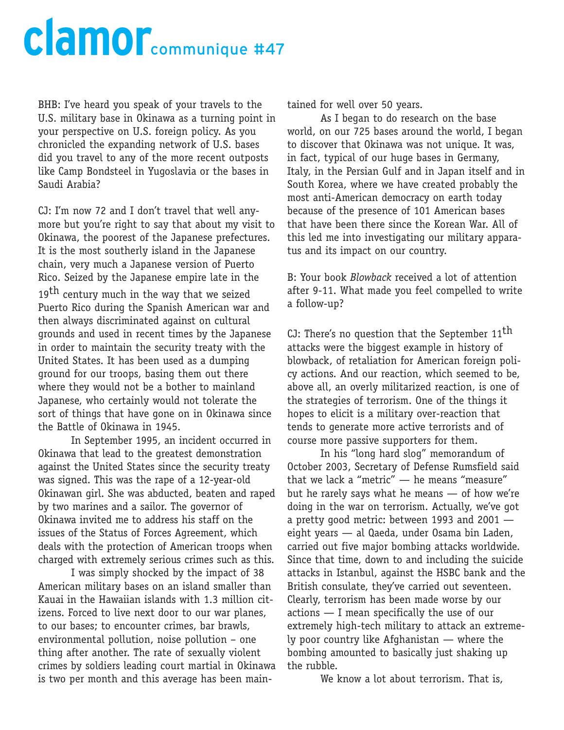BHB: I've heard you speak of your travels to the U.S. military base in Okinawa as a turning point in your perspective on U.S. foreign policy. As you chronicled the expanding network of U.S. bases did you travel to any of the more recent outposts like Camp Bondsteel in Yugoslavia or the bases in Saudi Arabia?

CJ: I'm now 72 and I don't travel that well anymore but you're right to say that about my visit to Okinawa, the poorest of the Japanese prefectures. It is the most southerly island in the Japanese chain, very much a Japanese version of Puerto Rico. Seized by the Japanese empire late in the 19th century much in the way that we seized Puerto Rico during the Spanish American war and then always discriminated against on cultural grounds and used in recent times by the Japanese in order to maintain the security treaty with the United States. It has been used as a dumping ground for our troops, basing them out there where they would not be a bother to mainland Japanese, who certainly would not tolerate the sort of things that have gone on in Okinawa since the Battle of Okinawa in 1945.

In September 1995, an incident occurred in Okinawa that lead to the greatest demonstration against the United States since the security treaty was signed. This was the rape of a 12-year-old Okinawan girl. She was abducted, beaten and raped by two marines and a sailor. The governor of Okinawa invited me to address his staff on the issues of the Status of Forces Agreement, which deals with the protection of American troops when charged with extremely serious crimes such as this.

I was simply shocked by the impact of 38 American military bases on an island smaller than Kauai in the Hawaiian islands with 1.3 million citizens. Forced to live next door to our war planes, to our bases; to encounter crimes, bar brawls, environmental pollution, noise pollution – one thing after another. The rate of sexually violent crimes by soldiers leading court martial in Okinawa is two per month and this average has been maintained for well over 50 years.

As I began to do research on the base world, on our 725 bases around the world, I began to discover that Okinawa was not unique. It was, in fact, typical of our huge bases in Germany, Italy, in the Persian Gulf and in Japan itself and in South Korea, where we have created probably the most anti-American democracy on earth today because of the presence of 101 American bases that have been there since the Korean War. All of this led me into investigating our military apparatus and its impact on our country.

B: Your book *Blowback* received a lot of attention after 9-11. What made you feel compelled to write a follow-up?

CJ: There's no question that the September 11th attacks were the biggest example in history of blowback, of retaliation for American foreign policy actions. And our reaction, which seemed to be, above all, an overly militarized reaction, is one of the strategies of terrorism. One of the things it hopes to elicit is a military over-reaction that tends to generate more active terrorists and of course more passive supporters for them.

In his "long hard slog" memorandum of October 2003, Secretary of Defense Rumsfeld said that we lack a "metric" — he means "measure" but he rarely says what he means — of how we're doing in the war on terrorism. Actually, we've got a pretty good metric: between 1993 and 2001 — eight years — al Qaeda, under Osama bin Laden, carried out five major bombing attacks worldwide. Since that time, down to and including the suicide attacks in Istanbul, against the HSBC bank and the British consulate, they've carried out seventeen. Clearly, terrorism has been made worse by our actions — I mean specifically the use of our extremely high-tech military to attack an extremely poor country like Afghanistan — where the bombing amounted to basically just shaking up the rubble.

We know a lot about terrorism. That is,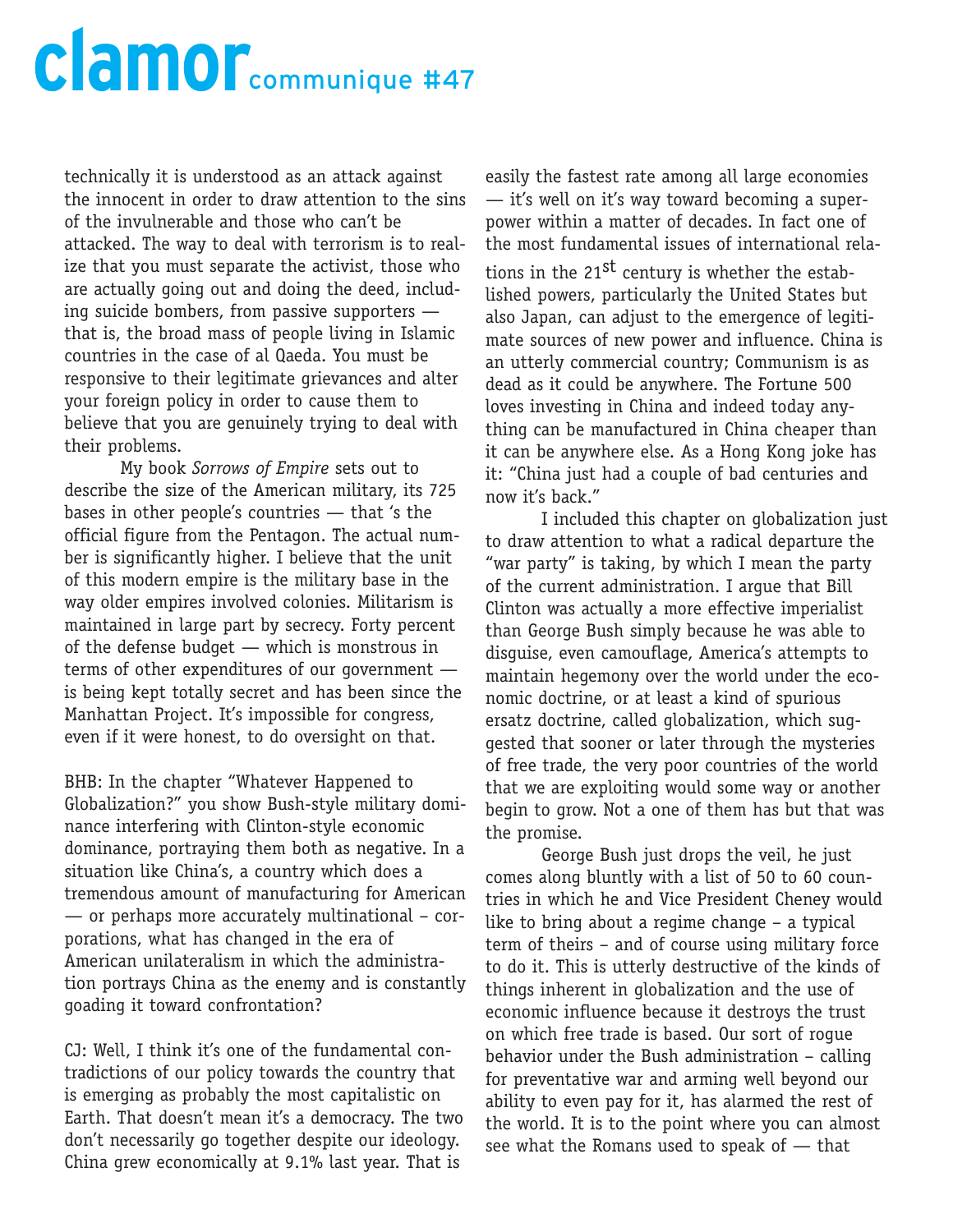technically it is understood as an attack against the innocent in order to draw attention to the sins of the invulnerable and those who can't be attacked. The way to deal with terrorism is to realize that you must separate the activist, those who are actually going out and doing the deed, including suicide bombers, from passive supporters — that is, the broad mass of people living in Islamic countries in the case of al Qaeda. You must be responsive to their legitimate grievances and alter your foreign policy in order to cause them to believe that you are genuinely trying to deal with their problems.

My book *Sorrows of Empire* sets out to describe the size of the American military, its 725 bases in other people's countries — that 's the official figure from the Pentagon. The actual number is significantly higher. I believe that the unit of this modern empire is the military base in the way older empires involved colonies. Militarism is maintained in large part by secrecy. Forty percent of the defense budget — which is monstrous in terms of other expenditures of our government — is being kept totally secret and has been since the Manhattan Project. It's impossible for congress, even if it were honest, to do oversight on that.

BHB: In the chapter "Whatever Happened to Globalization?" you show Bush-style military dominance interfering with Clinton-style economic dominance, portraying them both as negative. In a situation like China's, a country which does a tremendous amount of manufacturing for American — or perhaps more accurately multinational – corporations, what has changed in the era of American unilateralism in which the administration portrays China as the enemy and is constantly goading it toward confrontation?

CJ: Well, I think it's one of the fundamental contradictions of our policy towards the country that is emerging as probably the most capitalistic on Earth. That doesn't mean it's a democracy. The two don't necessarily go together despite our ideology. China grew economically at 9.1% last year. That is easily the fastest rate among all large economies — it's well on it's way toward becoming a superpower within a matter of decades. In fact one of the most fundamental issues of international relations in the 21st century is whether the established powers, particularly the United States but also Japan, can adjust to the emergence of legitimate sources of new power and influence. China is an utterly commercial country; Communism is as dead as it could be anywhere. The Fortune 500 loves investing in China and indeed today anything can be manufactured in China cheaper than it can be anywhere else. As a Hong Kong joke has it: "China just had a couple of bad centuries and now it's back."

I included this chapter on globalization just to draw attention to what a radical departure the "war party" is taking, by which I mean the party of the current administration. I argue that Bill Clinton was actually a more effective imperialist than George Bush simply because he was able to disguise, even camouflage, America's attempts to maintain hegemony over the world under the economic doctrine, or at least a kind of spurious ersatz doctrine, called globalization, which suggested that sooner or later through the mysteries of free trade, the very poor countries of the world that we are exploiting would some way or another begin to grow. Not a one of them has but that was the promise.

George Bush just drops the veil, he just comes along bluntly with a list of 50 to 60 countries in which he and Vice President Cheney would like to bring about a regime change – a typical term of theirs – and of course using military force to do it. This is utterly destructive of the kinds of things inherent in globalization and the use of economic influence because it destroys the trust on which free trade is based. Our sort of rogue behavior under the Bush administration – calling for preventative war and arming well beyond our ability to even pay for it, has alarmed the rest of the world. It is to the point where you can almost see what the Romans used to speak of — that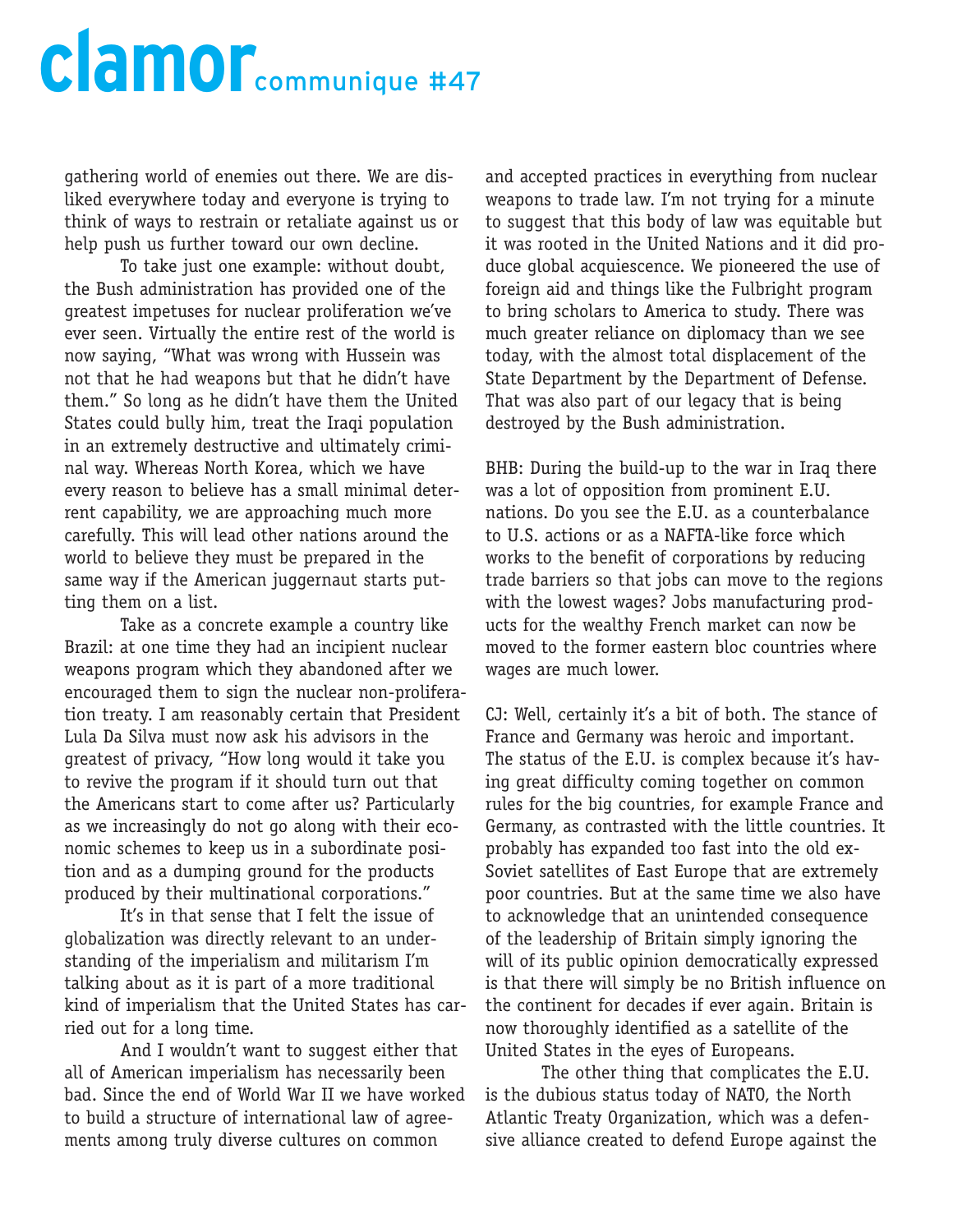gathering world of enemies out there. We are disliked everywhere today and everyone is trying to think of ways to restrain or retaliate against us or help push us further toward our own decline.

To take just one example: without doubt, the Bush administration has provided one of the greatest impetuses for nuclear proliferation we've ever seen. Virtually the entire rest of the world is now saying, "What was wrong with Hussein was not that he had weapons but that he didn't have them." So long as he didn't have them the United States could bully him, treat the Iraqi population in an extremely destructive and ultimately criminal way. Whereas North Korea, which we have every reason to believe has a small minimal deterrent capability, we are approaching much more carefully. This will lead other nations around the world to believe they must be prepared in the same way if the American juggernaut starts putting them on a list.

Take as a concrete example a country like Brazil: at one time they had an incipient nuclear weapons program which they abandoned after we encouraged them to sign the nuclear non-proliferation treaty. I am reasonably certain that President Lula Da Silva must now ask his advisors in the greatest of privacy, "How long would it take you to revive the program if it should turn out that the Americans start to come after us? Particularly as we increasingly do not go along with their economic schemes to keep us in a subordinate position and as a dumping ground for the products produced by their multinational corporations."

It's in that sense that I felt the issue of globalization was directly relevant to an understanding of the imperialism and militarism I'm talking about as it is part of a more traditional kind of imperialism that the United States has carried out for a long time.

And I wouldn't want to suggest either that all of American imperialism has necessarily been bad. Since the end of World War II we have worked to build a structure of international law of agreements among truly diverse cultures on common and accepted practices in everything from nuclear weapons to trade law. I'm not trying for a minute to suggest that this body of law was equitable but it was rooted in the United Nations and it did produce global acquiescence. We pioneered the use of foreign aid and things like the Fulbright program to bring scholars to America to study. There was much greater reliance on diplomacy than we see today, with the almost total displacement of the State Department by the Department of Defense. That was also part of our legacy that is being destroyed by the Bush administration.

BHB: During the build-up to the war in Iraq there was a lot of opposition from prominent E.U. nations. Do you see the E.U. as a counterbalance to U.S. actions or as a NAFTA-like force which works to the benefit of corporations by reducing trade barriers so that jobs can move to the regions with the lowest wages? Jobs manufacturing products for the wealthy French market can now be moved to the former eastern bloc countries where wages are much lower.

CJ: Well, certainly it's a bit of both. The stance of France and Germany was heroic and important. The status of the E.U. is complex because it's having great difficulty coming together on common rules for the big countries, for example France and Germany, as contrasted with the little countries. It probably has expanded too fast into the old ex-Soviet satellites of East Europe that are extremely poor countries. But at the same time we also have to acknowledge that an unintended consequence of the leadership of Britain simply ignoring the will of its public opinion democratically expressed is that there will simply be no British influence on the continent for decades if ever again. Britain is now thoroughly identified as a satellite of the United States in the eyes of Europeans.

The other thing that complicates the E.U. is the dubious status today of NATO, the North Atlantic Treaty Organization, which was a defensive alliance created to defend Europe against the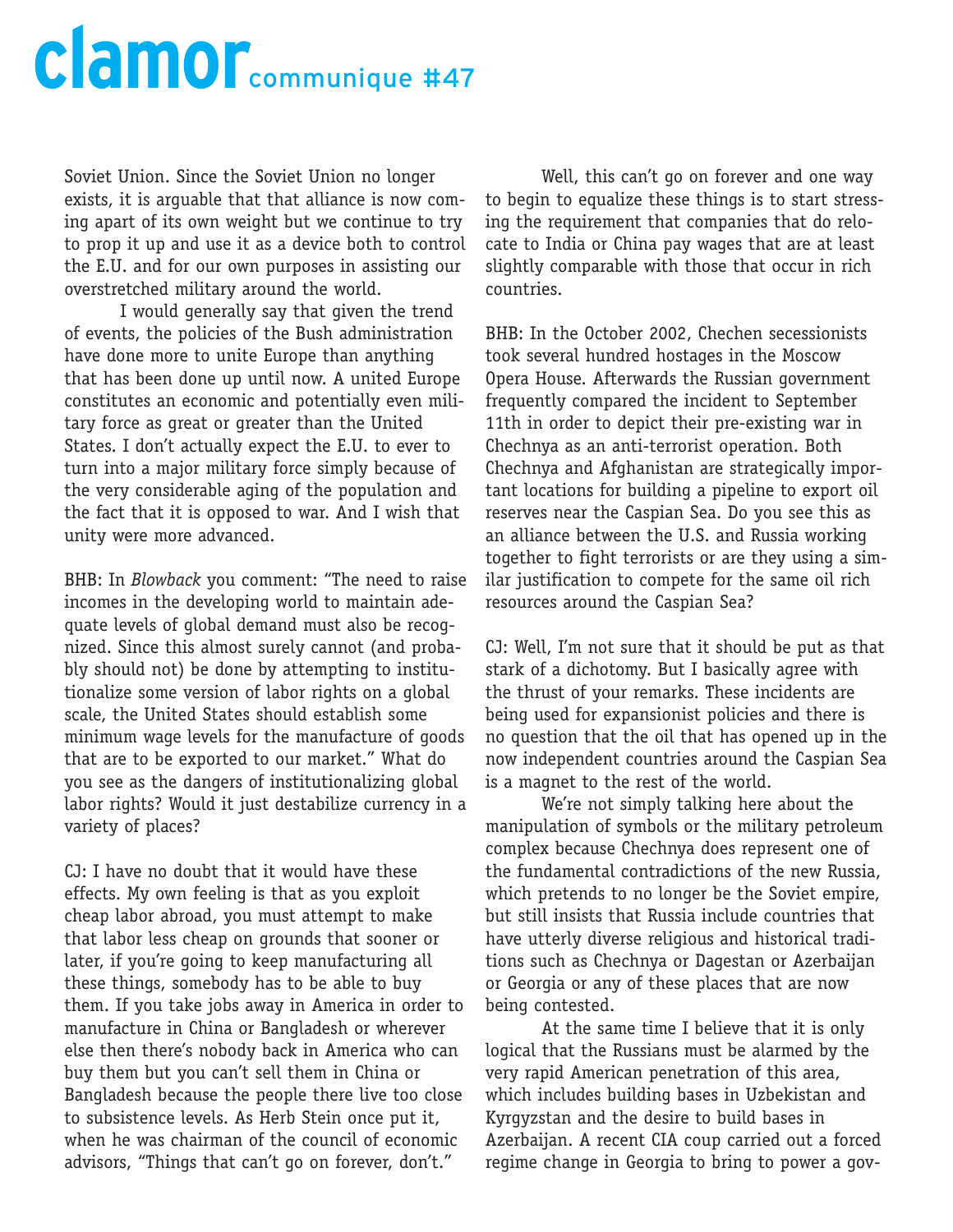Soviet Union. Since the Soviet Union no longer exists, it is arguable that that alliance is now coming apart of its own weight but we continue to try to prop it up and use it as a device both to control the E.U. and for our own purposes in assisting our overstretched military around the world.

I would generally say that given the trend of events, the policies of the Bush administration have done more to unite Europe than anything that has been done up until now. A united Europe constitutes an economic and potentially even military force as great or greater than the United States. I don't actually expect the E.U. to ever to turn into a major military force simply because of the very considerable aging of the population and the fact that it is opposed to war. And I wish that unity were more advanced.

BHB: In *Blowback* you comment: "The need to raise incomes in the developing world to maintain adequate levels of global demand must also be recognized. Since this almost surely cannot (and probably should not) be done by attempting to institutionalize some version of labor rights on a global scale, the United States should establish some minimum wage levels for the manufacture of goods that are to be exported to our market." What do you see as the dangers of institutionalizing global labor rights? Would it just destabilize currency in a variety of places?

CJ: I have no doubt that it would have these effects. My own feeling is that as you exploit cheap labor abroad, you must attempt to make that labor less cheap on grounds that sooner or later, if you're going to keep manufacturing all these things, somebody has to be able to buy them. If you take jobs away in America in order to manufacture in China or Bangladesh or wherever else then there's nobody back in America who can buy them but you can't sell them in China or Bangladesh because the people there live too close to subsistence levels. As Herb Stein once put it, when he was chairman of the council of economic advisors, "Things that can't go on forever, don't."

Well, this can't go on forever and one way to begin to equalize these things is to start stressing the requirement that companies that do relocate to India or China pay wages that are at least slightly comparable with those that occur in rich countries.

BHB: In the October 2002, Chechen secessionists took several hundred hostages in the Moscow Opera House. Afterwards the Russian government frequently compared the incident to September 11th in order to depict their pre-existing war in Chechnya as an anti-terrorist operation. Both Chechnya and Afghanistan are strategically important locations for building a pipeline to export oil reserves near the Caspian Sea. Do you see this as an alliance between the U.S. and Russia working together to fight terrorists or are they using a similar justification to compete for the same oil rich resources around the Caspian Sea?

CJ: Well, I'm not sure that it should be put as that stark of a dichotomy. But I basically agree with the thrust of your remarks. These incidents are being used for expansionist policies and there is no question that the oil that has opened up in the now independent countries around the Caspian Sea is a magnet to the rest of the world.

We're not simply talking here about the manipulation of symbols or the military petroleum complex because Chechnya does represent one of the fundamental contradictions of the new Russia, which pretends to no longer be the Soviet empire, but still insists that Russia include countries that have utterly diverse religious and historical traditions such as Chechnya or Dagestan or Azerbaijan or Georgia or any of these places that are now being contested.

At the same time I believe that it is only logical that the Russians must be alarmed by the very rapid American penetration of this area, which includes building bases in Uzbekistan and Kyrgyzstan and the desire to build bases in Azerbaijan. A recent CIA coup carried out a forced regime change in Georgia to bring to power a gov-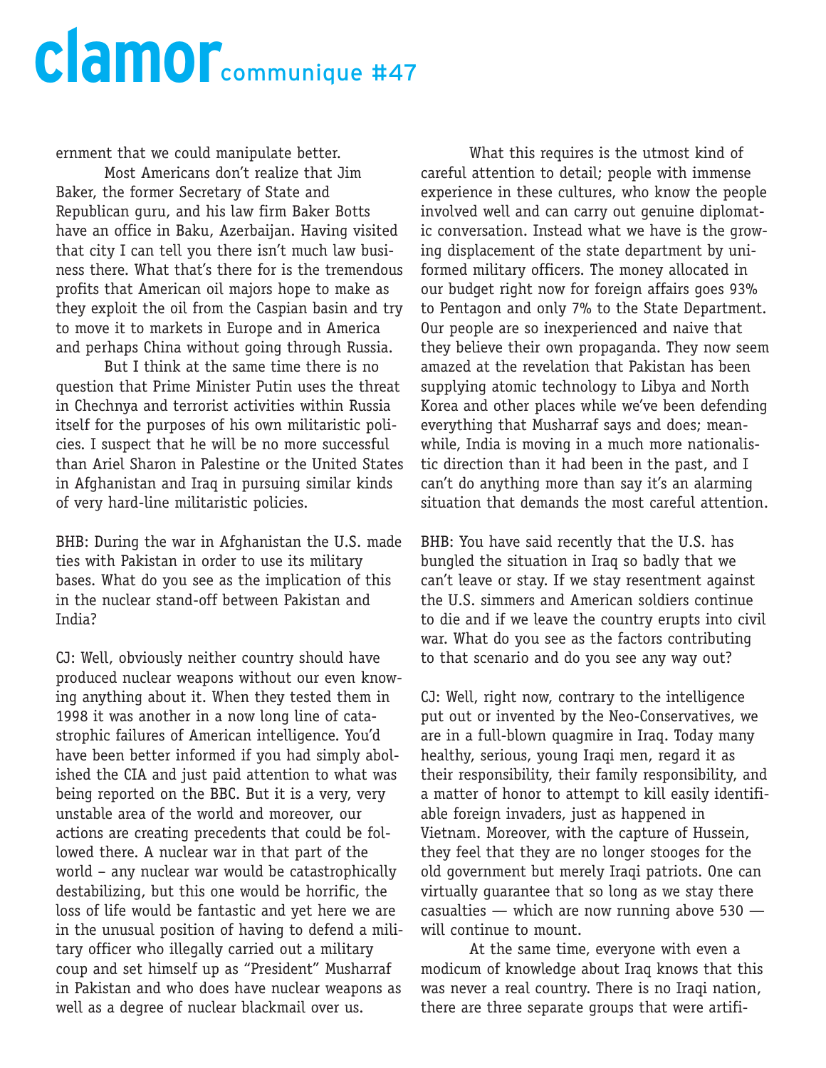ernment that we could manipulate better.

Most Americans don't realize that Jim Baker, the former Secretary of State and Republican guru, and his law firm Baker Botts have an office in Baku, Azerbaijan. Having visited that city I can tell you there isn't much law business there. What that's there for is the tremendous profits that American oil majors hope to make as they exploit the oil from the Caspian basin and try to move it to markets in Europe and in America and perhaps China without going through Russia.

But I think at the same time there is no question that Prime Minister Putin uses the threat in Chechnya and terrorist activities within Russia itself for the purposes of his own militaristic policies. I suspect that he will be no more successful than Ariel Sharon in Palestine or the United States in Afghanistan and Iraq in pursuing similar kinds of very hard-line militaristic policies.

BHB: During the war in Afghanistan the U.S. made ties with Pakistan in order to use its military bases. What do you see as the implication of this in the nuclear stand-off between Pakistan and India?

CJ: Well, obviously neither country should have produced nuclear weapons without our even knowing anything about it. When they tested them in 1998 it was another in a now long line of catastrophic failures of American intelligence. You'd have been better informed if you had simply abolished the CIA and just paid attention to what was being reported on the BBC. But it is a very, very unstable area of the world and moreover, our actions are creating precedents that could be followed there. A nuclear war in that part of the world – any nuclear war would be catastrophically destabilizing, but this one would be horrific, the loss of life would be fantastic and yet here we are in the unusual position of having to defend a military officer who illegally carried out a military coup and set himself up as "President" Musharraf in Pakistan and who does have nuclear weapons as well as a degree of nuclear blackmail over us.

What this requires is the utmost kind of careful attention to detail; people with immense experience in these cultures, who know the people involved well and can carry out genuine diplomatic conversation. Instead what we have is the growing displacement of the state department by uniformed military officers. The money allocated in our budget right now for foreign affairs goes 93% to Pentagon and only 7% to the State Department. Our people are so inexperienced and naive that they believe their own propaganda. They now seem amazed at the revelation that Pakistan has been supplying atomic technology to Libya and North Korea and other places while we've been defending everything that Musharraf says and does; meanwhile, India is moving in a much more nationalistic direction than it had been in the past, and I can't do anything more than say it's an alarming situation that demands the most careful attention.

BHB: You have said recently that the U.S. has bungled the situation in Iraq so badly that we can't leave or stay. If we stay resentment against the U.S. simmers and American soldiers continue to die and if we leave the country erupts into civil war. What do you see as the factors contributing to that scenario and do you see any way out?

CJ: Well, right now, contrary to the intelligence put out or invented by the Neo-Conservatives, we are in a full-blown quagmire in Iraq. Today many healthy, serious, young Iraqi men, regard it as their responsibility, their family responsibility, and a matter of honor to attempt to kill easily identifiable foreign invaders, just as happened in Vietnam. Moreover, with the capture of Hussein, they feel that they are no longer stooges for the old government but merely Iraqi patriots. One can virtually guarantee that so long as we stay there casualties — which are now running above 530 — will continue to mount.

At the same time, everyone with even a modicum of knowledge about Iraq knows that this was never a real country. There is no Iraqi nation, there are three separate groups that were artifi-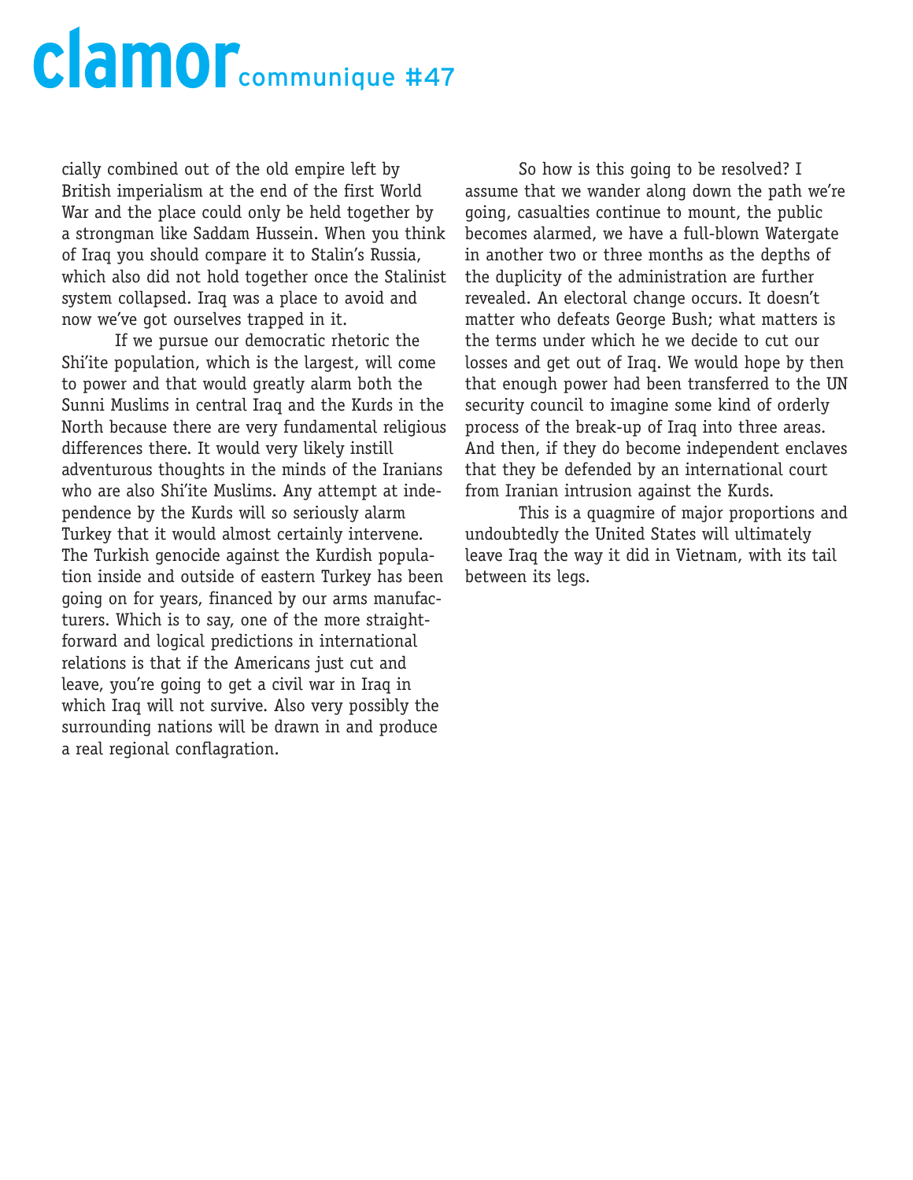cially combined out of the old empire left by British imperialism at the end of the first World War and the place could only be held together by a strongman like Saddam Hussein. When you think of Iraq you should compare it to Stalin's Russia, which also did not hold together once the Stalinist system collapsed. Iraq was a place to avoid and now we've got ourselves trapped in it.

If we pursue our democratic rhetoric the Shi'ite population, which is the largest, will come to power and that would greatly alarm both the Sunni Muslims in central Iraq and the Kurds in the North because there are very fundamental religious differences there. It would very likely instill adventurous thoughts in the minds of the Iranians who are also Shi'ite Muslims. Any attempt at independence by the Kurds will so seriously alarm Turkey that it would almost certainly intervene. The Turkish genocide against the Kurdish population inside and outside of eastern Turkey has been going on for years, financed by our arms manufacturers. Which is to say, one of the more straightforward and logical predictions in international relations is that if the Americans just cut and leave, you're going to get a civil war in Iraq in which Iraq will not survive. Also very possibly the surrounding nations will be drawn in and produce a real regional conflagration.

So how is this going to be resolved? I assume that we wander along down the path we're going, casualties continue to mount, the public becomes alarmed, we have a full-blown Watergate in another two or three months as the depths of the duplicity of the administration are further revealed. An electoral change occurs. It doesn't matter who defeats George Bush; what matters is the terms under which he we decide to cut our losses and get out of Iraq. We would hope by then that enough power had been transferred to the UN security council to imagine some kind of orderly process of the break-up of Iraq into three areas. And then, if they do become independent enclaves that they be defended by an international court from Iranian intrusion against the Kurds.

This is a quagmire of major proportions and undoubtedly the United States will ultimately leave Iraq the way it did in Vietnam, with its tail between its legs.